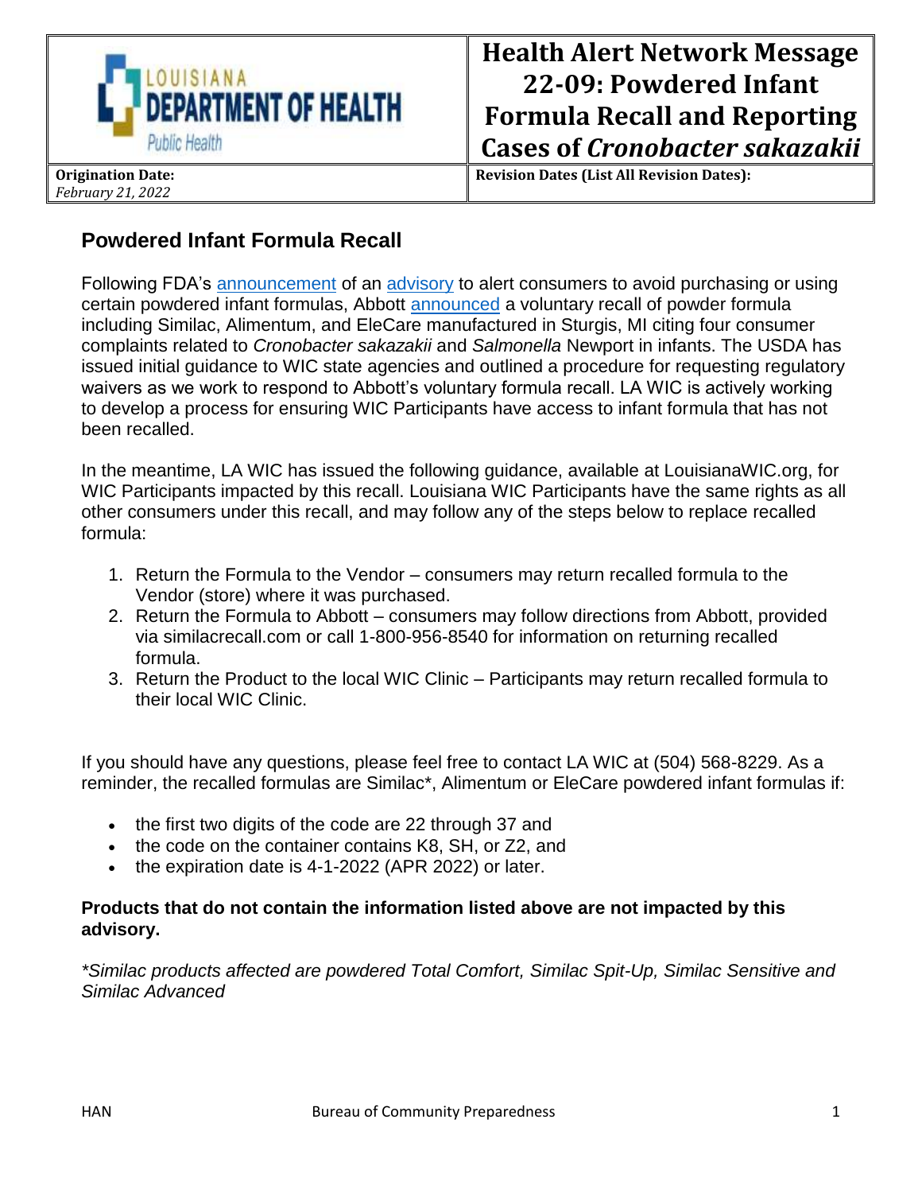| LOUISIANA DEPARTMENT OF HEALTH Public Health | **Health Alert Network Message 22-09: Powdered Infant Formula Recall and Reporting Cases of *Cronobacter sakazakii*** |
|---|---|
| **Origination Date:** *February 21, 2022* | **Revision Dates (List All Revision Dates):** |

## Powdered Infant Formula Recall

Following FDA's announcement of an advisory to alert consumers to avoid purchasing or using certain powdered infant formulas, Abbott announced a voluntary recall of powder formula including Similac, Alimentum, and EleCare manufactured in Sturgis, MI citing four consumer complaints related to *Cronobacter sakazakii* and *Salmonella* Newport in infants. The USDA has issued initial guidance to WIC state agencies and outlined a procedure for requesting regulatory waivers as we work to respond to Abbott's voluntary formula recall. LA WIC is actively working to develop a process for ensuring WIC Participants have access to infant formula that has not been recalled.

In the meantime, LA WIC has issued the following guidance, available at LouisianaWIC.org, for WIC Participants impacted by this recall. Louisiana WIC Participants have the same rights as all other consumers under this recall, and may follow any of the steps below to replace recalled formula:

1. Return the Formula to the Vendor – consumers may return recalled formula to the Vendor (store) where it was purchased.
2. Return the Formula to Abbott – consumers may follow directions from Abbott, provided via similacrecall.com or call 1-800-956-8540 for information on returning recalled formula.
3. Return the Product to the local WIC Clinic – Participants may return recalled formula to their local WIC Clinic.

If you should have any questions, please feel free to contact LA WIC at (504) 568-8229. As a reminder, the recalled formulas are Similac*, Alimentum or EleCare powdered infant formulas if:

- the first two digits of the code are 22 through 37 and
- the code on the container contains K8, SH, or Z2, and
- the expiration date is 4-1-2022 (APR 2022) or later.

**Products that do not contain the information listed above are not impacted by this advisory.**

*\*Similac products affected are powdered Total Comfort, Similac Spit-Up, Similac Sensitive and Similac Advanced*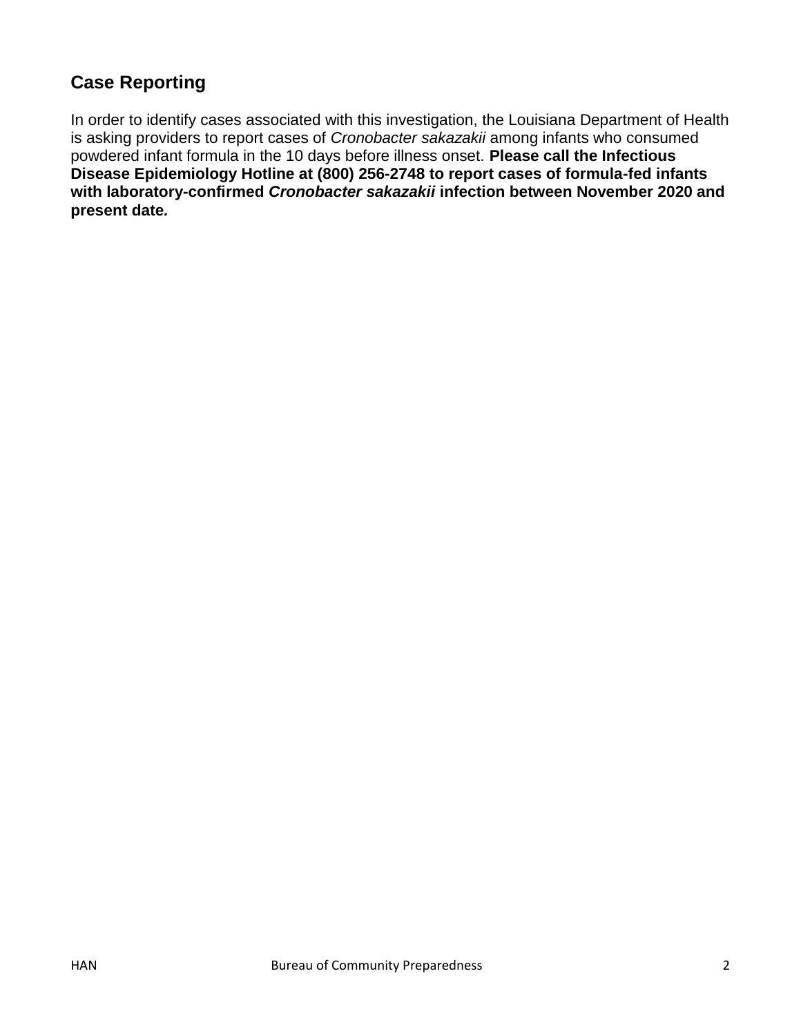## Case Reporting

In order to identify cases associated with this investigation, the Louisiana Department of Health is asking providers to report cases of *Cronobacter sakazakii* among infants who consumed powdered infant formula in the 10 days before illness onset. **Please call the Infectious Disease Epidemiology Hotline at (800) 256-2748 to report cases of formula-fed infants with laboratory-confirmed *Cronobacter sakazakii* infection between November 2020 and present date.**